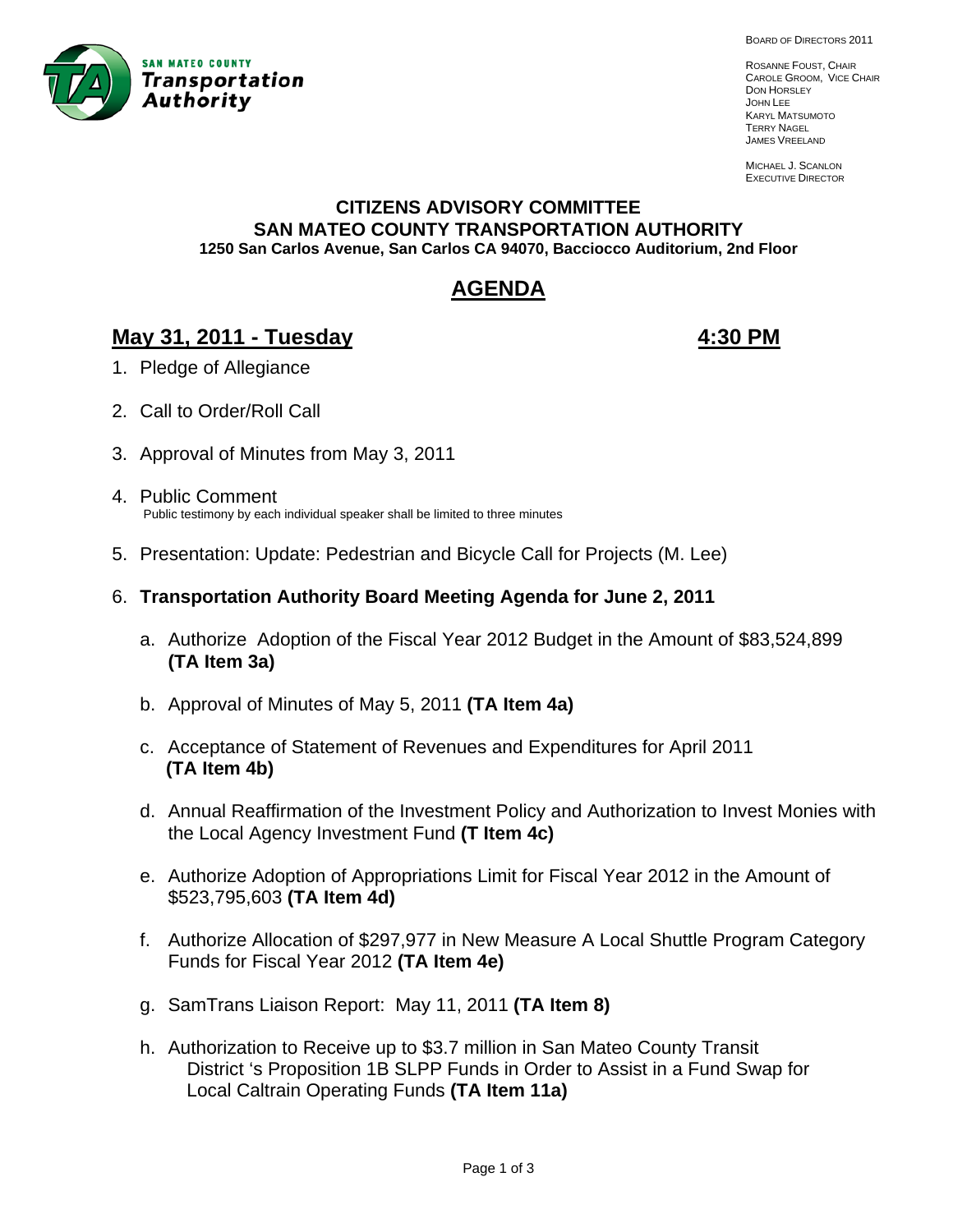SAN MATEO COUNTY
**Transportation Authority**

BOARD OF DIRECTORS 2011

ROSANNE FOUST, CHAIR
CAROLE GROOM, VICE CHAIR
DON HORSLEY
JOHN LEE
KARYL MATSUMOTO
TERRY NAGEL
JAMES VREELAND

MICHAEL J. SCANLON
EXECUTIVE DIRECTOR

**CITIZENS ADVISORY COMMITTEE**
**SAN MATEO COUNTY TRANSPORTATION AUTHORITY**
**1250 San Carlos Avenue, San Carlos CA 94070, Bacciocco Auditorium, 2nd Floor**

# AGENDA

## May 31, 2011 - Tuesday 4:30 PM

1. Pledge of Allegiance

2. Call to Order/Roll Call

3. Approval of Minutes from May 3, 2011

4. Public Comment
   Public testimony by each individual speaker shall be limited to three minutes

5. Presentation: Update: Pedestrian and Bicycle Call for Projects (M. Lee)

6. **Transportation Authority Board Meeting Agenda for June 2, 2011**

   a. Authorize Adoption of the Fiscal Year 2012 Budget in the Amount of $83,524,899 **(TA Item 3a)**

   b. Approval of Minutes of May 5, 2011 **(TA Item 4a)**

   c. Acceptance of Statement of Revenues and Expenditures for April 2011 **(TA Item 4b)**

   d. Annual Reaffirmation of the Investment Policy and Authorization to Invest Monies with the Local Agency Investment Fund **(T Item 4c)**

   e. Authorize Adoption of Appropriations Limit for Fiscal Year 2012 in the Amount of $523,795,603 **(TA Item 4d)**

   f. Authorize Allocation of $297,977 in New Measure A Local Shuttle Program Category Funds for Fiscal Year 2012 **(TA Item 4e)**

   g. SamTrans Liaison Report: May 11, 2011 **(TA Item 8)**

   h. Authorization to Receive up to $3.7 million in San Mateo County Transit District 's Proposition 1B SLPP Funds in Order to Assist in a Fund Swap for Local Caltrain Operating Funds **(TA Item 11a)**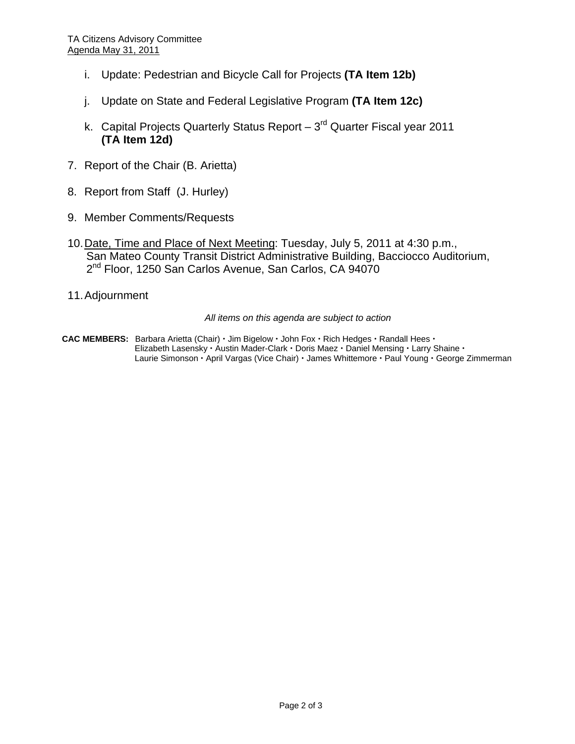i. Update: Pedestrian and Bicycle Call for Projects **(TA Item 12b)**

j. Update on State and Federal Legislative Program **(TA Item 12c)**

k. Capital Projects Quarterly Status Report – 3rd Quarter Fiscal year 2011 **(TA Item 12d)**

7. Report of the Chair (B. Arietta)

8. Report from Staff (J. Hurley)

9. Member Comments/Requests

10. Date, Time and Place of Next Meeting: Tuesday, July 5, 2011 at 4:30 p.m., San Mateo County Transit District Administrative Building, Bacciocco Auditorium, 2nd Floor, 1250 San Carlos Avenue, San Carlos, CA 94070

11. Adjournment

*All items on this agenda are subject to action*

**CAC MEMBERS:** Barbara Arietta (Chair) • Jim Bigelow • John Fox • Rich Hedges • Randall Hees • Elizabeth Lasensky • Austin Mader-Clark • Doris Maez • Daniel Mensing • Larry Shaine • Laurie Simonson • April Vargas (Vice Chair) • James Whittemore • Paul Young • George Zimmerman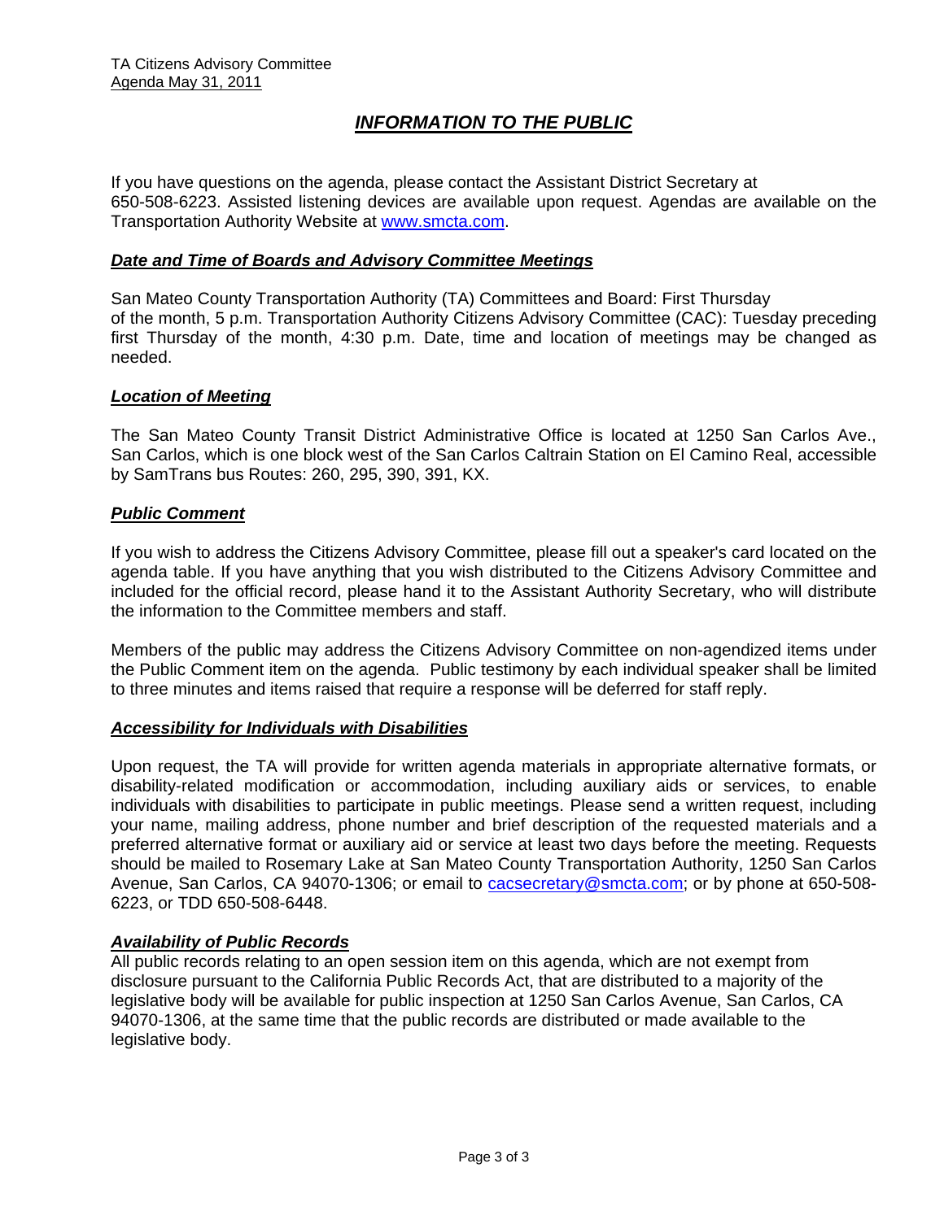# *INFORMATION TO THE PUBLIC*

If you have questions on the agenda, please contact the Assistant District Secretary at 650-508-6223. Assisted listening devices are available upon request. Agendas are available on the Transportation Authority Website at www.smcta.com.

### *Date and Time of Boards and Advisory Committee Meetings*

San Mateo County Transportation Authority (TA) Committees and Board: First Thursday of the month, 5 p.m. Transportation Authority Citizens Advisory Committee (CAC): Tuesday preceding first Thursday of the month, 4:30 p.m. Date, time and location of meetings may be changed as needed.

### *Location of Meeting*

The San Mateo County Transit District Administrative Office is located at 1250 San Carlos Ave., San Carlos, which is one block west of the San Carlos Caltrain Station on El Camino Real, accessible by SamTrans bus Routes: 260, 295, 390, 391, KX.

### *Public Comment*

If you wish to address the Citizens Advisory Committee, please fill out a speaker's card located on the agenda table. If you have anything that you wish distributed to the Citizens Advisory Committee and included for the official record, please hand it to the Assistant Authority Secretary, who will distribute the information to the Committee members and staff.

Members of the public may address the Citizens Advisory Committee on non-agendized items under the Public Comment item on the agenda. Public testimony by each individual speaker shall be limited to three minutes and items raised that require a response will be deferred for staff reply.

### *Accessibility for Individuals with Disabilities*

Upon request, the TA will provide for written agenda materials in appropriate alternative formats, or disability-related modification or accommodation, including auxiliary aids or services, to enable individuals with disabilities to participate in public meetings. Please send a written request, including your name, mailing address, phone number and brief description of the requested materials and a preferred alternative format or auxiliary aid or service at least two days before the meeting. Requests should be mailed to Rosemary Lake at San Mateo County Transportation Authority, 1250 San Carlos Avenue, San Carlos, CA 94070-1306; or email to cacsecretary@smcta.com; or by phone at 650-508-6223, or TDD 650-508-6448.

### *Availability of Public Records*

All public records relating to an open session item on this agenda, which are not exempt from disclosure pursuant to the California Public Records Act, that are distributed to a majority of the legislative body will be available for public inspection at 1250 San Carlos Avenue, San Carlos, CA 94070-1306, at the same time that the public records are distributed or made available to the legislative body.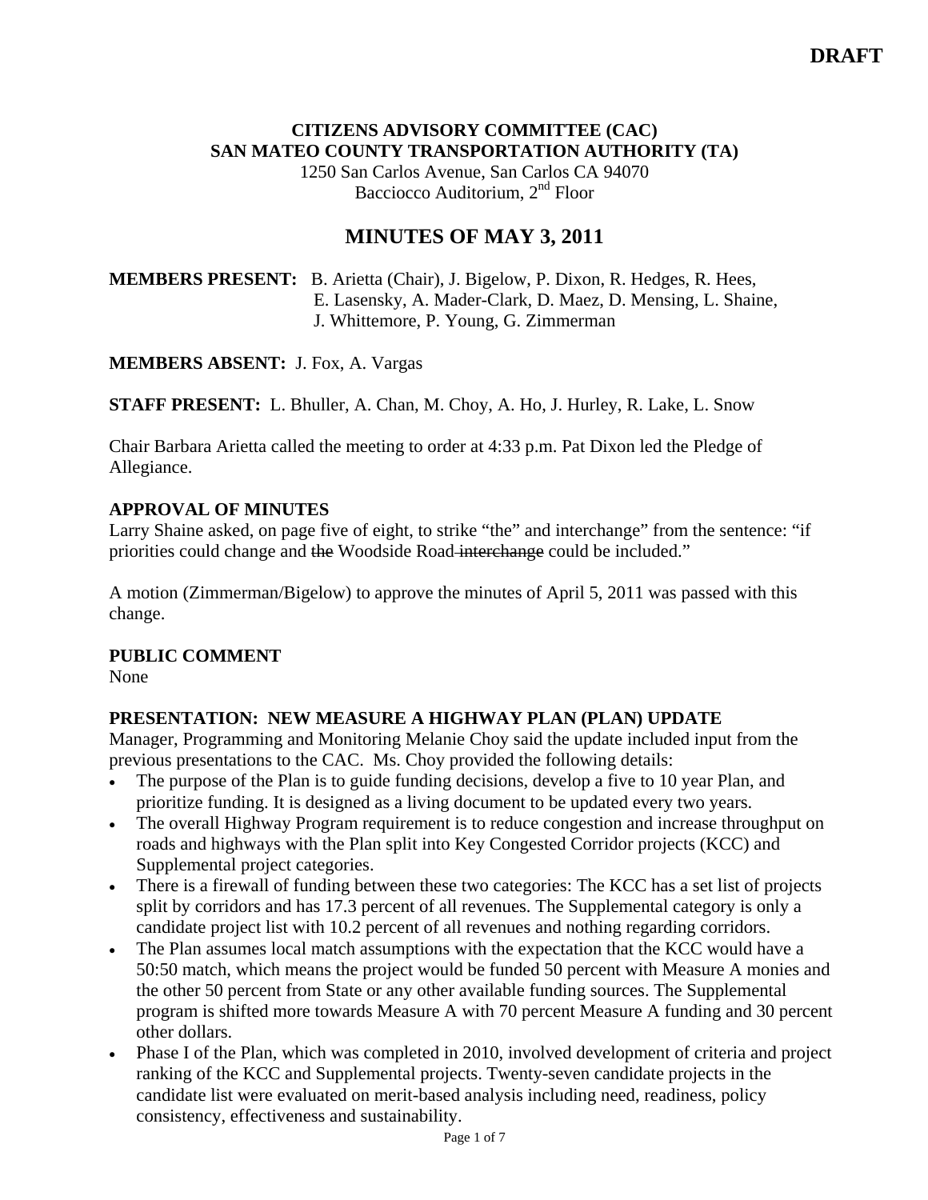**DRAFT**

**CITIZENS ADVISORY COMMITTEE (CAC)**
**SAN MATEO COUNTY TRANSPORTATION AUTHORITY (TA)**
1250 San Carlos Avenue, San Carlos CA 94070
Bacciocco Auditorium, 2nd Floor

# MINUTES OF MAY 3, 2011

**MEMBERS PRESENT:** B. Arietta (Chair), J. Bigelow, P. Dixon, R. Hedges, R. Hees, E. Lasensky, A. Mader-Clark, D. Maez, D. Mensing, L. Shaine, J. Whittemore, P. Young, G. Zimmerman

**MEMBERS ABSENT:** J. Fox, A. Vargas

**STAFF PRESENT:** L. Bhuller, A. Chan, M. Choy, A. Ho, J. Hurley, R. Lake, L. Snow

Chair Barbara Arietta called the meeting to order at 4:33 p.m. Pat Dixon led the Pledge of Allegiance.

**APPROVAL OF MINUTES**

Larry Shaine asked, on page five of eight, to strike "the" and interchange" from the sentence: "if priorities could change and ~~the~~ Woodside Road ~~interchange~~ could be included."

A motion (Zimmerman/Bigelow) to approve the minutes of April 5, 2011 was passed with this change.

**PUBLIC COMMENT**

None

**PRESENTATION: NEW MEASURE A HIGHWAY PLAN (PLAN) UPDATE**

Manager, Programming and Monitoring Melanie Choy said the update included input from the previous presentations to the CAC. Ms. Choy provided the following details:

- The purpose of the Plan is to guide funding decisions, develop a five to 10 year Plan, and prioritize funding. It is designed as a living document to be updated every two years.
- The overall Highway Program requirement is to reduce congestion and increase throughput on roads and highways with the Plan split into Key Congested Corridor projects (KCC) and Supplemental project categories.
- There is a firewall of funding between these two categories: The KCC has a set list of projects split by corridors and has 17.3 percent of all revenues. The Supplemental category is only a candidate project list with 10.2 percent of all revenues and nothing regarding corridors.
- The Plan assumes local match assumptions with the expectation that the KCC would have a 50:50 match, which means the project would be funded 50 percent with Measure A monies and the other 50 percent from State or any other available funding sources. The Supplemental program is shifted more towards Measure A with 70 percent Measure A funding and 30 percent other dollars.
- Phase I of the Plan, which was completed in 2010, involved development of criteria and project ranking of the KCC and Supplemental projects. Twenty-seven candidate projects in the candidate list were evaluated on merit-based analysis including need, readiness, policy consistency, effectiveness and sustainability.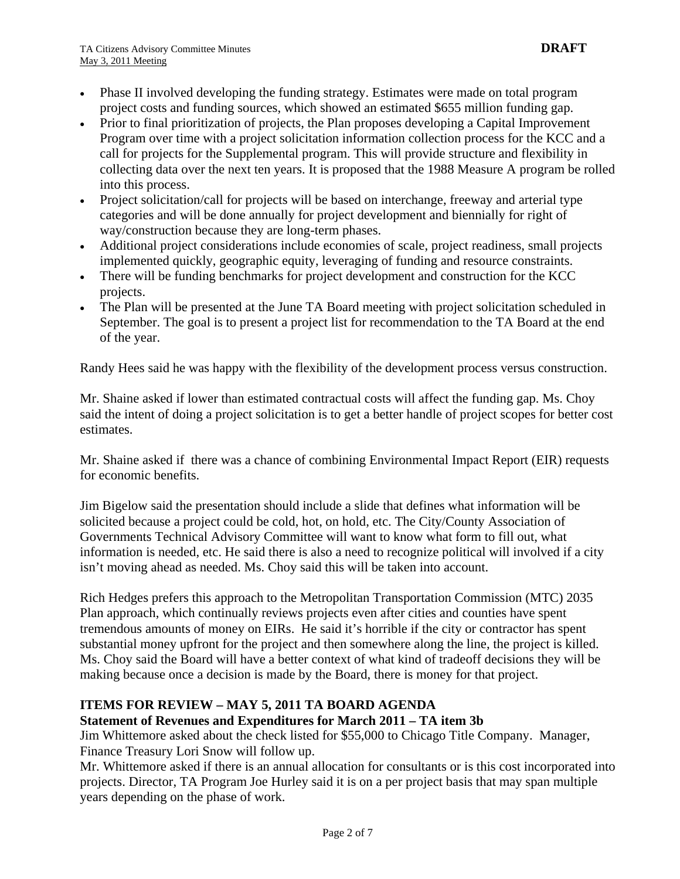- Phase II involved developing the funding strategy. Estimates were made on total program project costs and funding sources, which showed an estimated $655 million funding gap.
- Prior to final prioritization of projects, the Plan proposes developing a Capital Improvement Program over time with a project solicitation information collection process for the KCC and a call for projects for the Supplemental program. This will provide structure and flexibility in collecting data over the next ten years. It is proposed that the 1988 Measure A program be rolled into this process.
- Project solicitation/call for projects will be based on interchange, freeway and arterial type categories and will be done annually for project development and biennially for right of way/construction because they are long-term phases.
- Additional project considerations include economies of scale, project readiness, small projects implemented quickly, geographic equity, leveraging of funding and resource constraints.
- There will be funding benchmarks for project development and construction for the KCC projects.
- The Plan will be presented at the June TA Board meeting with project solicitation scheduled in September. The goal is to present a project list for recommendation to the TA Board at the end of the year.

Randy Hees said he was happy with the flexibility of the development process versus construction.

Mr. Shaine asked if lower than estimated contractual costs will affect the funding gap. Ms. Choy said the intent of doing a project solicitation is to get a better handle of project scopes for better cost estimates.

Mr. Shaine asked if there was a chance of combining Environmental Impact Report (EIR) requests for economic benefits.

Jim Bigelow said the presentation should include a slide that defines what information will be solicited because a project could be cold, hot, on hold, etc. The City/County Association of Governments Technical Advisory Committee will want to know what form to fill out, what information is needed, etc. He said there is also a need to recognize political will involved if a city isn't moving ahead as needed. Ms. Choy said this will be taken into account.

Rich Hedges prefers this approach to the Metropolitan Transportation Commission (MTC) 2035 Plan approach, which continually reviews projects even after cities and counties have spent tremendous amounts of money on EIRs. He said it's horrible if the city or contractor has spent substantial money upfront for the project and then somewhere along the line, the project is killed. Ms. Choy said the Board will have a better context of what kind of tradeoff decisions they will be making because once a decision is made by the Board, there is money for that project.

**ITEMS FOR REVIEW – MAY 5, 2011 TA BOARD AGENDA**

**Statement of Revenues and Expenditures for March 2011 – TA item 3b**

Jim Whittemore asked about the check listed for $55,000 to Chicago Title Company. Manager, Finance Treasury Lori Snow will follow up.

Mr. Whittemore asked if there is an annual allocation for consultants or is this cost incorporated into projects. Director, TA Program Joe Hurley said it is on a per project basis that may span multiple years depending on the phase of work.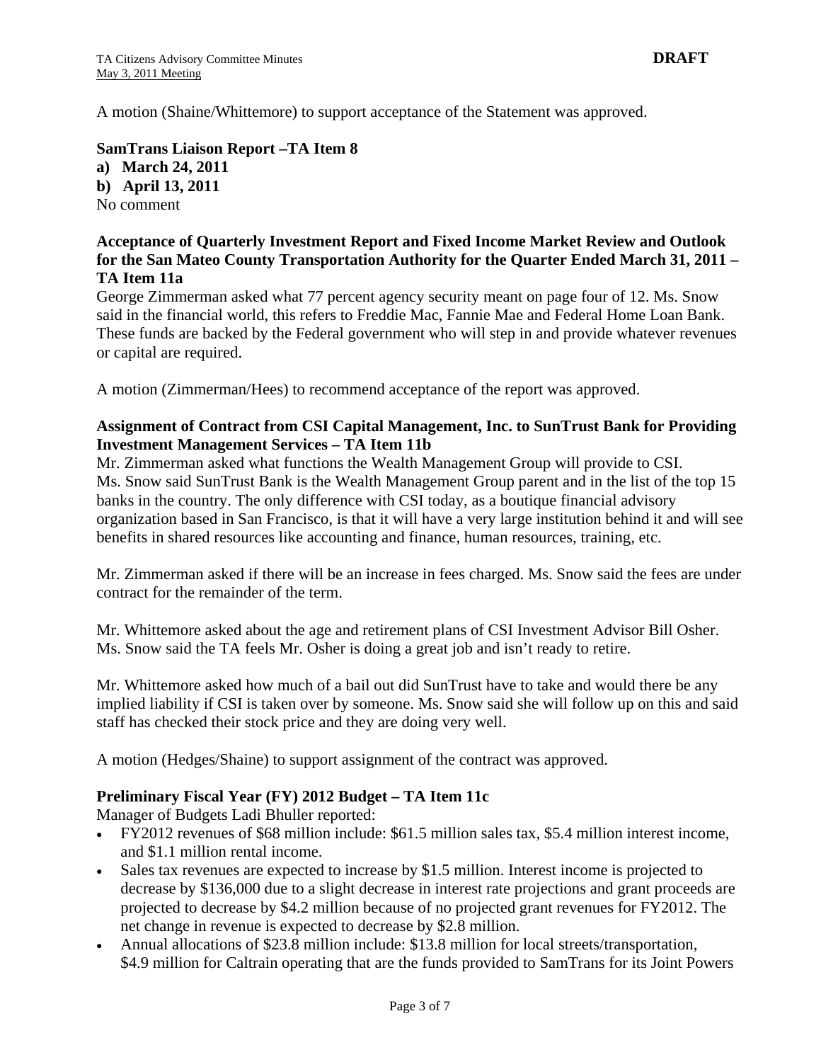A motion (Shaine/Whittemore) to support acceptance of the Statement was approved.

**SamTrans Liaison Report –TA Item 8**

**a) March 24, 2011**

**b) April 13, 2011**

No comment

**Acceptance of Quarterly Investment Report and Fixed Income Market Review and Outlook for the San Mateo County Transportation Authority for the Quarter Ended March 31, 2011 – TA Item 11a**

George Zimmerman asked what 77 percent agency security meant on page four of 12. Ms. Snow said in the financial world, this refers to Freddie Mac, Fannie Mae and Federal Home Loan Bank. These funds are backed by the Federal government who will step in and provide whatever revenues or capital are required.

A motion (Zimmerman/Hees) to recommend acceptance of the report was approved.

**Assignment of Contract from CSI Capital Management, Inc. to SunTrust Bank for Providing Investment Management Services – TA Item 11b**

Mr. Zimmerman asked what functions the Wealth Management Group will provide to CSI. Ms. Snow said SunTrust Bank is the Wealth Management Group parent and in the list of the top 15 banks in the country. The only difference with CSI today, as a boutique financial advisory organization based in San Francisco, is that it will have a very large institution behind it and will see benefits in shared resources like accounting and finance, human resources, training, etc.

Mr. Zimmerman asked if there will be an increase in fees charged. Ms. Snow said the fees are under contract for the remainder of the term.

Mr. Whittemore asked about the age and retirement plans of CSI Investment Advisor Bill Osher. Ms. Snow said the TA feels Mr. Osher is doing a great job and isn't ready to retire.

Mr. Whittemore asked how much of a bail out did SunTrust have to take and would there be any implied liability if CSI is taken over by someone. Ms. Snow said she will follow up on this and said staff has checked their stock price and they are doing very well.

A motion (Hedges/Shaine) to support assignment of the contract was approved.

**Preliminary Fiscal Year (FY) 2012 Budget – TA Item 11c**

Manager of Budgets Ladi Bhuller reported:

- FY2012 revenues of $68 million include: $61.5 million sales tax, $5.4 million interest income, and $1.1 million rental income.
- Sales tax revenues are expected to increase by $1.5 million. Interest income is projected to decrease by $136,000 due to a slight decrease in interest rate projections and grant proceeds are projected to decrease by $4.2 million because of no projected grant revenues for FY2012. The net change in revenue is expected to decrease by $2.8 million.
- Annual allocations of $23.8 million include: $13.8 million for local streets/transportation, $4.9 million for Caltrain operating that are the funds provided to SamTrans for its Joint Powers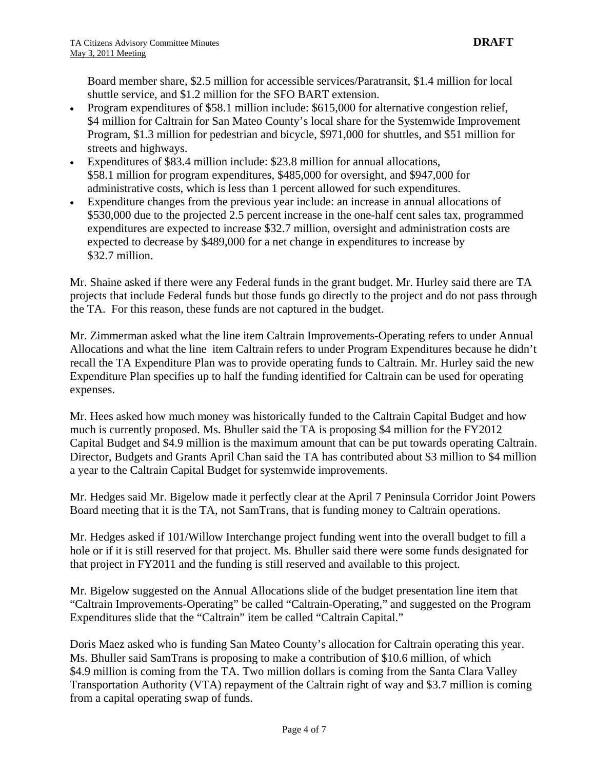Board member share, $2.5 million for accessible services/Paratransit, $1.4 million for local shuttle service, and $1.2 million for the SFO BART extension.

- Program expenditures of $58.1 million include: $615,000 for alternative congestion relief, $4 million for Caltrain for San Mateo County's local share for the Systemwide Improvement Program, $1.3 million for pedestrian and bicycle, $971,000 for shuttles, and $51 million for streets and highways.
- Expenditures of $83.4 million include: $23.8 million for annual allocations, $58.1 million for program expenditures, $485,000 for oversight, and $947,000 for administrative costs, which is less than 1 percent allowed for such expenditures.
- Expenditure changes from the previous year include: an increase in annual allocations of $530,000 due to the projected 2.5 percent increase in the one-half cent sales tax, programmed expenditures are expected to increase $32.7 million, oversight and administration costs are expected to decrease by $489,000 for a net change in expenditures to increase by $32.7 million.

Mr. Shaine asked if there were any Federal funds in the grant budget. Mr. Hurley said there are TA projects that include Federal funds but those funds go directly to the project and do not pass through the TA. For this reason, these funds are not captured in the budget.

Mr. Zimmerman asked what the line item Caltrain Improvements-Operating refers to under Annual Allocations and what the line item Caltrain refers to under Program Expenditures because he didn't recall the TA Expenditure Plan was to provide operating funds to Caltrain. Mr. Hurley said the new Expenditure Plan specifies up to half the funding identified for Caltrain can be used for operating expenses.

Mr. Hees asked how much money was historically funded to the Caltrain Capital Budget and how much is currently proposed. Ms. Bhuller said the TA is proposing $4 million for the FY2012 Capital Budget and $4.9 million is the maximum amount that can be put towards operating Caltrain. Director, Budgets and Grants April Chan said the TA has contributed about $3 million to $4 million a year to the Caltrain Capital Budget for systemwide improvements.

Mr. Hedges said Mr. Bigelow made it perfectly clear at the April 7 Peninsula Corridor Joint Powers Board meeting that it is the TA, not SamTrans, that is funding money to Caltrain operations.

Mr. Hedges asked if 101/Willow Interchange project funding went into the overall budget to fill a hole or if it is still reserved for that project. Ms. Bhuller said there were some funds designated for that project in FY2011 and the funding is still reserved and available to this project.

Mr. Bigelow suggested on the Annual Allocations slide of the budget presentation line item that "Caltrain Improvements-Operating" be called "Caltrain-Operating," and suggested on the Program Expenditures slide that the "Caltrain" item be called "Caltrain Capital."

Doris Maez asked who is funding San Mateo County's allocation for Caltrain operating this year. Ms. Bhuller said SamTrans is proposing to make a contribution of $10.6 million, of which $4.9 million is coming from the TA. Two million dollars is coming from the Santa Clara Valley Transportation Authority (VTA) repayment of the Caltrain right of way and $3.7 million is coming from a capital operating swap of funds.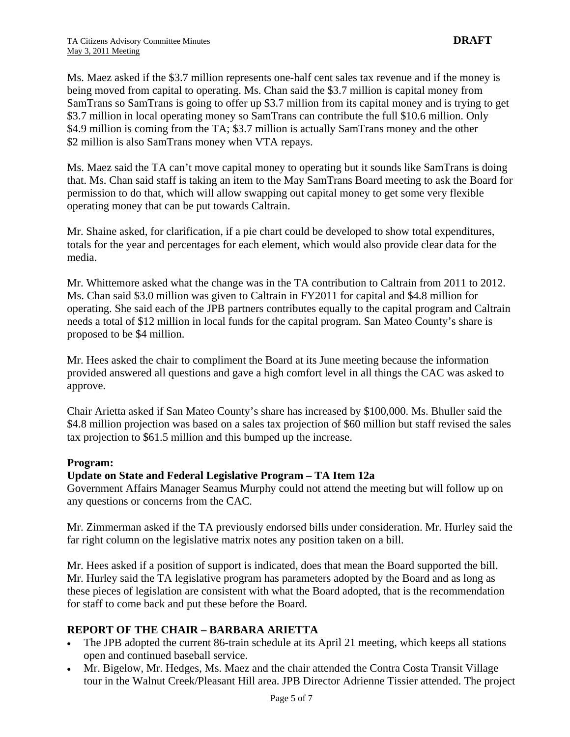Ms. Maez asked if the $3.7 million represents one-half cent sales tax revenue and if the money is being moved from capital to operating. Ms. Chan said the $3.7 million is capital money from SamTrans so SamTrans is going to offer up $3.7 million from its capital money and is trying to get $3.7 million in local operating money so SamTrans can contribute the full $10.6 million. Only $4.9 million is coming from the TA; $3.7 million is actually SamTrans money and the other $2 million is also SamTrans money when VTA repays.

Ms. Maez said the TA can't move capital money to operating but it sounds like SamTrans is doing that. Ms. Chan said staff is taking an item to the May SamTrans Board meeting to ask the Board for permission to do that, which will allow swapping out capital money to get some very flexible operating money that can be put towards Caltrain.

Mr. Shaine asked, for clarification, if a pie chart could be developed to show total expenditures, totals for the year and percentages for each element, which would also provide clear data for the media.

Mr. Whittemore asked what the change was in the TA contribution to Caltrain from 2011 to 2012. Ms. Chan said $3.0 million was given to Caltrain in FY2011 for capital and $4.8 million for operating. She said each of the JPB partners contributes equally to the capital program and Caltrain needs a total of $12 million in local funds for the capital program. San Mateo County's share is proposed to be $4 million.

Mr. Hees asked the chair to compliment the Board at its June meeting because the information provided answered all questions and gave a high comfort level in all things the CAC was asked to approve.

Chair Arietta asked if San Mateo County's share has increased by $100,000. Ms. Bhuller said the $4.8 million projection was based on a sales tax projection of $60 million but staff revised the sales tax projection to $61.5 million and this bumped up the increase.

**Program:**

**Update on State and Federal Legislative Program – TA Item 12a**

Government Affairs Manager Seamus Murphy could not attend the meeting but will follow up on any questions or concerns from the CAC.

Mr. Zimmerman asked if the TA previously endorsed bills under consideration. Mr. Hurley said the far right column on the legislative matrix notes any position taken on a bill.

Mr. Hees asked if a position of support is indicated, does that mean the Board supported the bill. Mr. Hurley said the TA legislative program has parameters adopted by the Board and as long as these pieces of legislation are consistent with what the Board adopted, that is the recommendation for staff to come back and put these before the Board.

## REPORT OF THE CHAIR – BARBARA ARIETTA

- The JPB adopted the current 86-train schedule at its April 21 meeting, which keeps all stations open and continued baseball service.
- Mr. Bigelow, Mr. Hedges, Ms. Maez and the chair attended the Contra Costa Transit Village tour in the Walnut Creek/Pleasant Hill area. JPB Director Adrienne Tissier attended. The project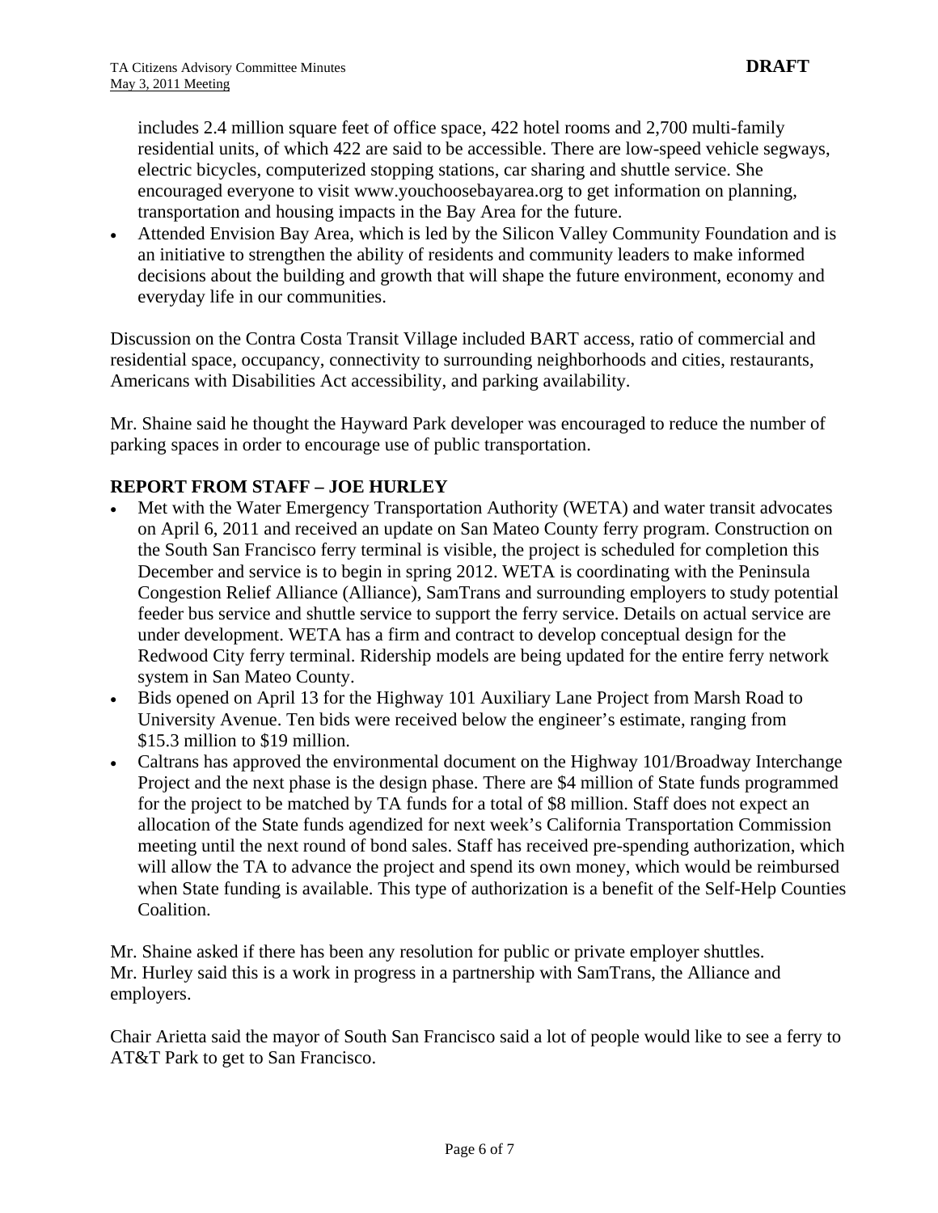includes 2.4 million square feet of office space, 422 hotel rooms and 2,700 multi-family residential units, of which 422 are said to be accessible. There are low-speed vehicle segways, electric bicycles, computerized stopping stations, car sharing and shuttle service. She encouraged everyone to visit www.youchoosebayarea.org to get information on planning, transportation and housing impacts in the Bay Area for the future.

- Attended Envision Bay Area, which is led by the Silicon Valley Community Foundation and is an initiative to strengthen the ability of residents and community leaders to make informed decisions about the building and growth that will shape the future environment, economy and everyday life in our communities.

Discussion on the Contra Costa Transit Village included BART access, ratio of commercial and residential space, occupancy, connectivity to surrounding neighborhoods and cities, restaurants, Americans with Disabilities Act accessibility, and parking availability.

Mr. Shaine said he thought the Hayward Park developer was encouraged to reduce the number of parking spaces in order to encourage use of public transportation.

## REPORT FROM STAFF – JOE HURLEY

- Met with the Water Emergency Transportation Authority (WETA) and water transit advocates on April 6, 2011 and received an update on San Mateo County ferry program. Construction on the South San Francisco ferry terminal is visible, the project is scheduled for completion this December and service is to begin in spring 2012. WETA is coordinating with the Peninsula Congestion Relief Alliance (Alliance), SamTrans and surrounding employers to study potential feeder bus service and shuttle service to support the ferry service. Details on actual service are under development. WETA has a firm and contract to develop conceptual design for the Redwood City ferry terminal. Ridership models are being updated for the entire ferry network system in San Mateo County.
- Bids opened on April 13 for the Highway 101 Auxiliary Lane Project from Marsh Road to University Avenue. Ten bids were received below the engineer's estimate, ranging from $15.3 million to $19 million.
- Caltrans has approved the environmental document on the Highway 101/Broadway Interchange Project and the next phase is the design phase. There are $4 million of State funds programmed for the project to be matched by TA funds for a total of $8 million. Staff does not expect an allocation of the State funds agendized for next week's California Transportation Commission meeting until the next round of bond sales. Staff has received pre-spending authorization, which will allow the TA to advance the project and spend its own money, which would be reimbursed when State funding is available. This type of authorization is a benefit of the Self-Help Counties Coalition.

Mr. Shaine asked if there has been any resolution for public or private employer shuttles.
Mr. Hurley said this is a work in progress in a partnership with SamTrans, the Alliance and employers.

Chair Arietta said the mayor of South San Francisco said a lot of people would like to see a ferry to AT&T Park to get to San Francisco.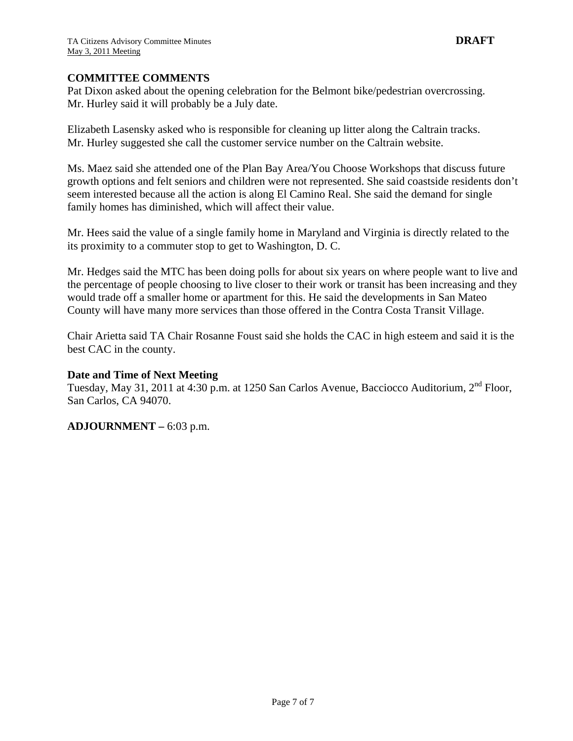## COMMITTEE COMMENTS

Pat Dixon asked about the opening celebration for the Belmont bike/pedestrian overcrossing. Mr. Hurley said it will probably be a July date.

Elizabeth Lasensky asked who is responsible for cleaning up litter along the Caltrain tracks. Mr. Hurley suggested she call the customer service number on the Caltrain website.

Ms. Maez said she attended one of the Plan Bay Area/You Choose Workshops that discuss future growth options and felt seniors and children were not represented. She said coastside residents don't seem interested because all the action is along El Camino Real. She said the demand for single family homes has diminished, which will affect their value.

Mr. Hees said the value of a single family home in Maryland and Virginia is directly related to the its proximity to a commuter stop to get to Washington, D. C.

Mr. Hedges said the MTC has been doing polls for about six years on where people want to live and the percentage of people choosing to live closer to their work or transit has been increasing and they would trade off a smaller home or apartment for this. He said the developments in San Mateo County will have many more services than those offered in the Contra Costa Transit Village.

Chair Arietta said TA Chair Rosanne Foust said she holds the CAC in high esteem and said it is the best CAC in the county.

**Date and Time of Next Meeting**

Tuesday, May 31, 2011 at 4:30 p.m. at 1250 San Carlos Avenue, Bacciocco Auditorium, 2nd Floor, San Carlos, CA 94070.

**ADJOURNMENT –** 6:03 p.m.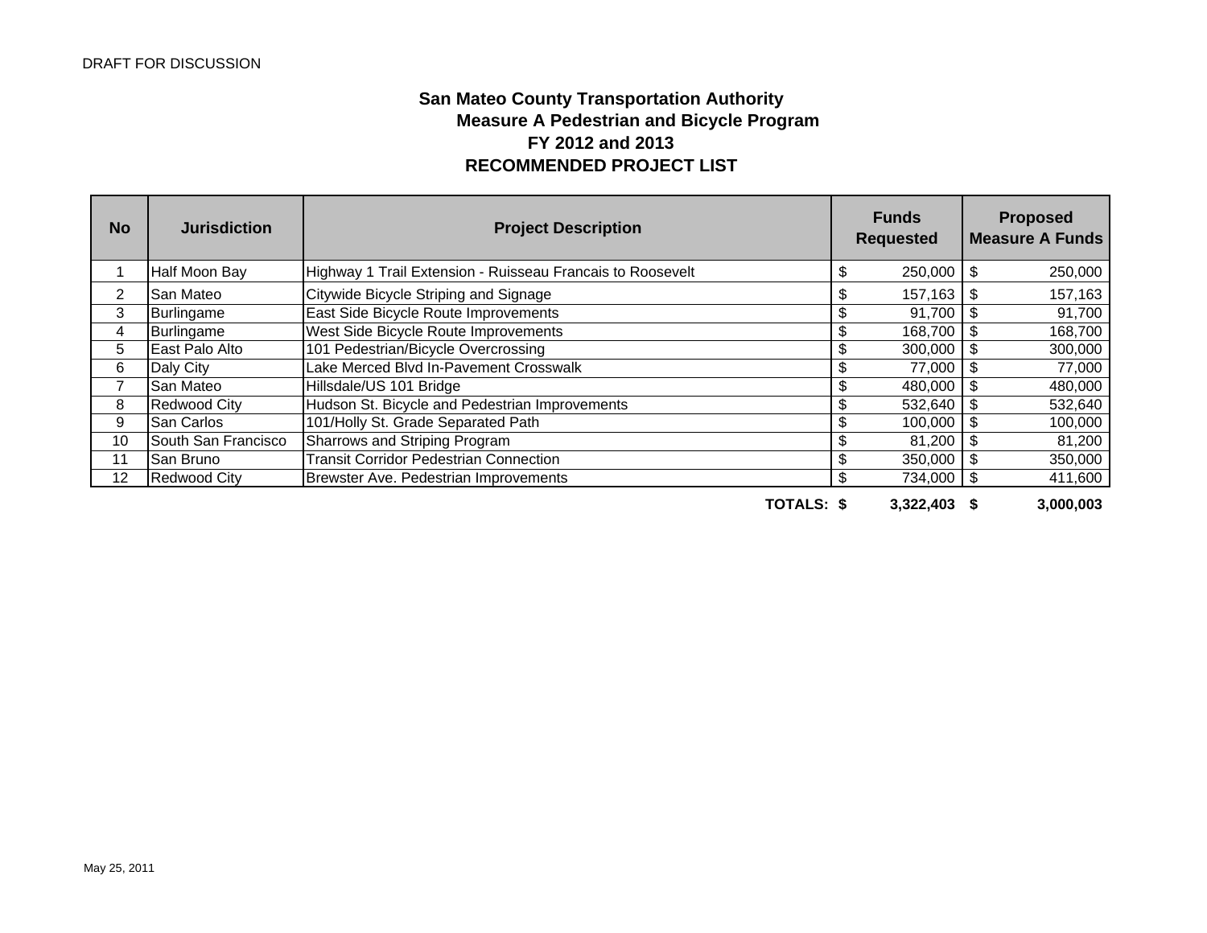DRAFT FOR DISCUSSION

**San Mateo County Transportation Authority**
**Measure A Pedestrian and Bicycle Program**
**FY 2012 and 2013**
**RECOMMENDED PROJECT LIST**

| No | Jurisdiction | Project Description | Funds Requested | Proposed Measure A Funds |
|---|---|---|---|---|
| 1 | Half Moon Bay | Highway 1 Trail Extension - Ruisseau Francais to Roosevelt | $ 250,000 | $ 250,000 |
| 2 | San Mateo | Citywide Bicycle Striping and Signage | $ 157,163 | $ 157,163 |
| 3 | Burlingame | East Side Bicycle Route Improvements | $ 91,700 | $ 91,700 |
| 4 | Burlingame | West Side Bicycle Route Improvements | $ 168,700 | $ 168,700 |
| 5 | East Palo Alto | 101 Pedestrian/Bicycle Overcrossing | $ 300,000 | $ 300,000 |
| 6 | Daly City | Lake Merced Blvd In-Pavement Crosswalk | $ 77,000 | $ 77,000 |
| 7 | San Mateo | Hillsdale/US 101 Bridge | $ 480,000 | $ 480,000 |
| 8 | Redwood City | Hudson St. Bicycle and Pedestrian Improvements | $ 532,640 | $ 532,640 |
| 9 | San Carlos | 101/Holly St. Grade Separated Path | $ 100,000 | $ 100,000 |
| 10 | South San Francisco | Sharrows and Striping Program | $ 81,200 | $ 81,200 |
| 11 | San Bruno | Transit Corridor Pedestrian Connection | $ 350,000 | $ 350,000 |
| 12 | Redwood City | Brewster Ave. Pedestrian Improvements | $ 734,000 | $ 411,600 |
| | | **TOTALS:** | **$ 3,322,403** | **$ 3,000,003** |

May 25, 2011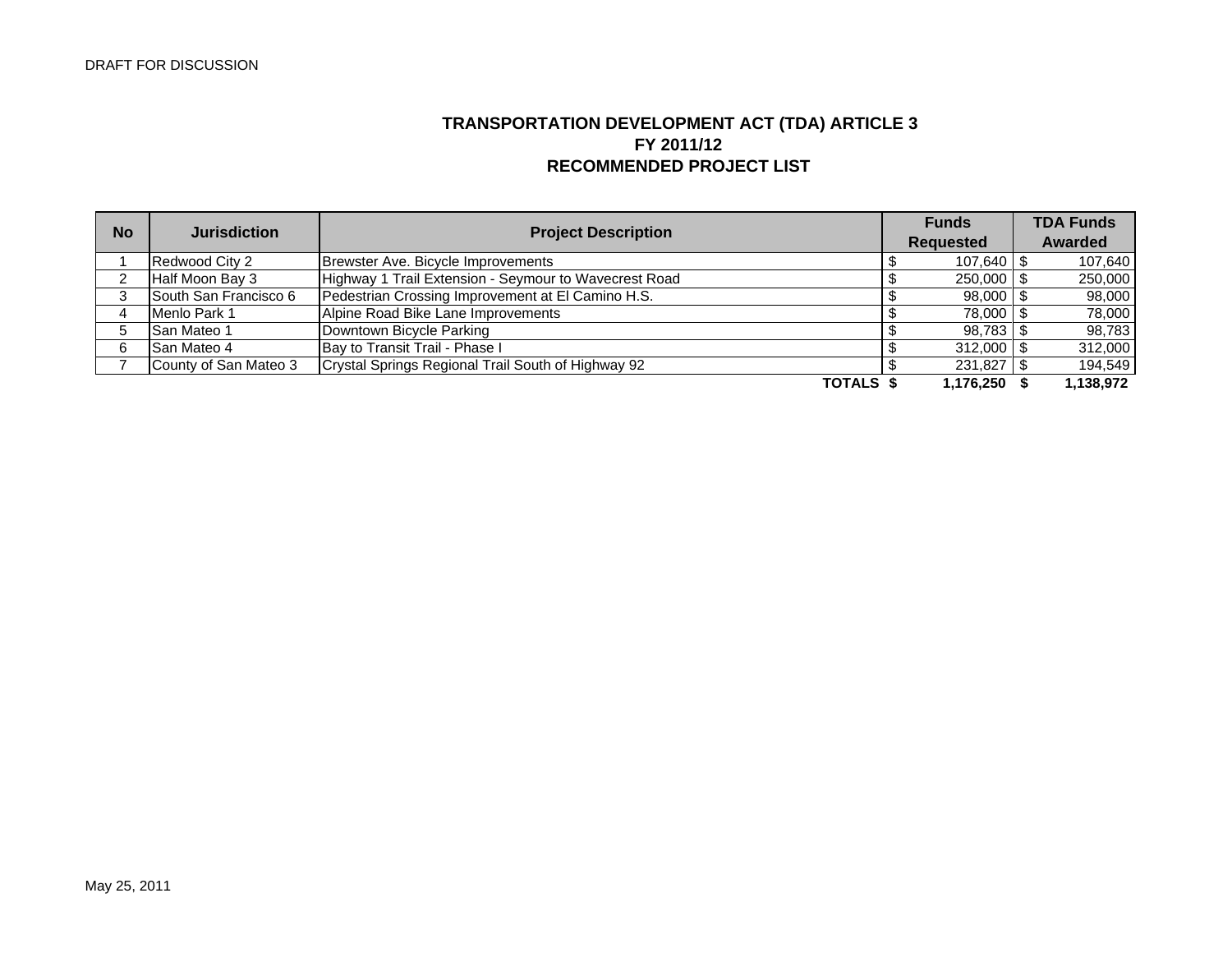DRAFT FOR DISCUSSION

# TRANSPORTATION DEVELOPMENT ACT (TDA) ARTICLE 3
## FY 2011/12
## RECOMMENDED PROJECT LIST

| No | Jurisdiction | Project Description | Funds Requested | TDA Funds Awarded |
|---|---|---|---|---|
| 1 | Redwood City 2 | Brewster Ave. Bicycle Improvements | $ 107,640 | $ 107,640 |
| 2 | Half Moon Bay 3 | Highway 1 Trail Extension - Seymour to Wavecrest Road | $ 250,000 | $ 250,000 |
| 3 | South San Francisco 6 | Pedestrian Crossing Improvement at El Camino H.S. | $ 98,000 | $ 98,000 |
| 4 | Menlo Park 1 | Alpine Road Bike Lane Improvements | $ 78,000 | $ 78,000 |
| 5 | San Mateo 1 | Downtown Bicycle Parking | $ 98,783 | $ 98,783 |
| 6 | San Mateo 4 | Bay to Transit Trail - Phase I | $ 312,000 | $ 312,000 |
| 7 | County of San Mateo 3 | Crystal Springs Regional Trail South of Highway 92 | $ 231,827 | $ 194,549 |
| | | **TOTALS** | **$ 1,176,250** | **$ 1,138,972** |

May 25, 2011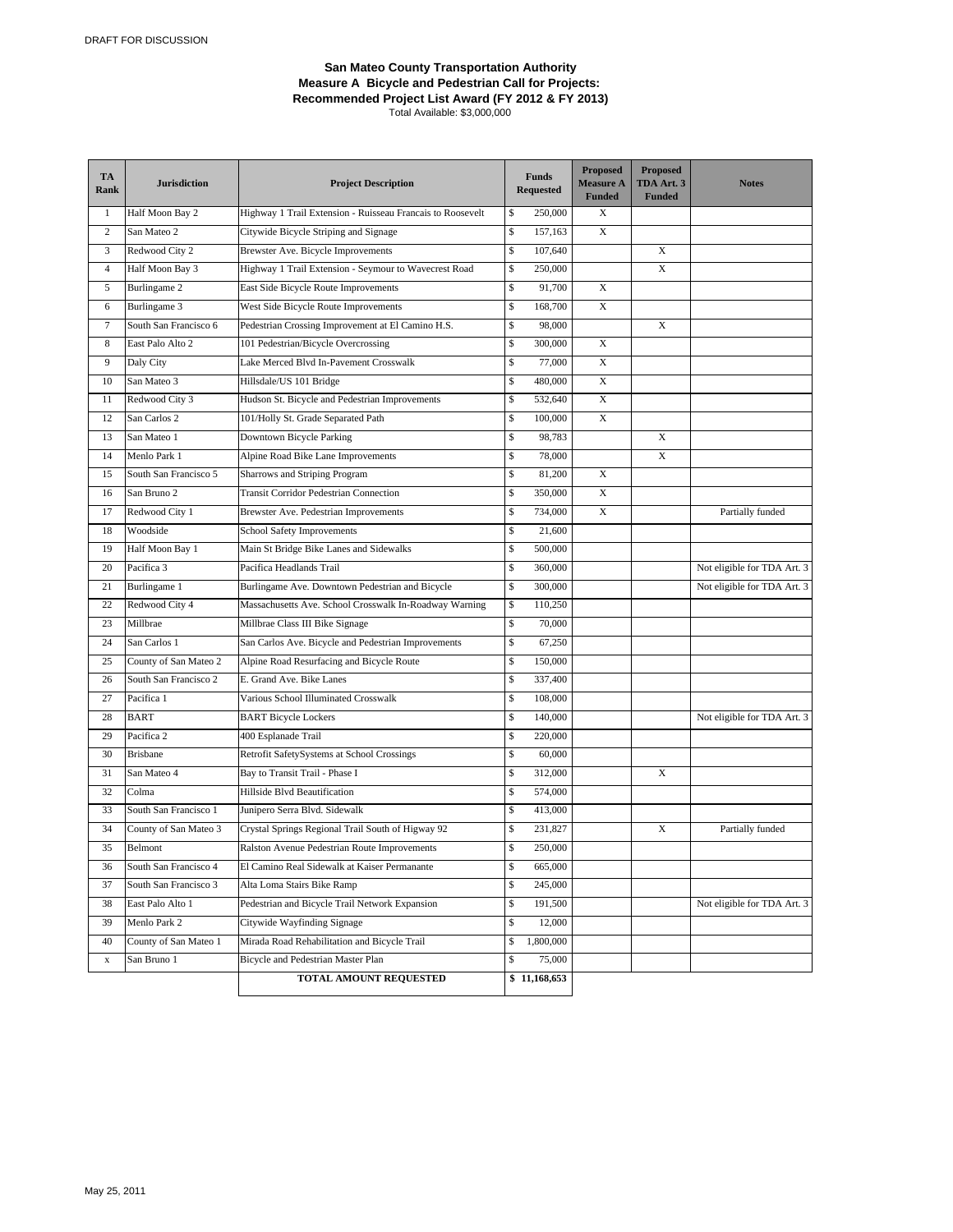DRAFT FOR DISCUSSION

**San Mateo County Transportation Authority**
**Measure A Bicycle and Pedestrian Call for Projects:**
**Recommended Project List Award (FY 2012 & FY 2013)**
Total Available: $3,000,000

| TA Rank | Jurisdiction | Project Description | Funds Requested | Proposed Measure A Funded | Proposed TDA Art. 3 Funded | Notes |
|---|---|---|---|---|---|---|
| 1 | Half Moon Bay 2 | Highway 1 Trail Extension - Ruisseau Francais to Roosevelt | $ 250,000 | X | | |
| 2 | San Mateo 2 | Citywide Bicycle Striping and Signage | $ 157,163 | X | | |
| 3 | Redwood City 2 | Brewster Ave. Bicycle Improvements | $ 107,640 | | X | |
| 4 | Half Moon Bay 3 | Highway 1 Trail Extension - Seymour to Wavecrest Road | $ 250,000 | | X | |
| 5 | Burlingame 2 | East Side Bicycle Route Improvements | $ 91,700 | X | | |
| 6 | Burlingame 3 | West Side Bicycle Route Improvements | $ 168,700 | X | | |
| 7 | South San Francisco 6 | Pedestrian Crossing Improvement at El Camino H.S. | $ 98,000 | | X | |
| 8 | East Palo Alto 2 | 101 Pedestrian/Bicycle Overcrossing | $ 300,000 | X | | |
| 9 | Daly City | Lake Merced Blvd In-Pavement Crosswalk | $ 77,000 | X | | |
| 10 | San Mateo 3 | Hillsdale/US 101 Bridge | $ 480,000 | X | | |
| 11 | Redwood City 3 | Hudson St. Bicycle and Pedestrian Improvements | $ 532,640 | X | | |
| 12 | San Carlos 2 | 101/Holly St. Grade Separated Path | $ 100,000 | X | | |
| 13 | San Mateo 1 | Downtown Bicycle Parking | $ 98,783 | | X | |
| 14 | Menlo Park 1 | Alpine Road Bike Lane Improvements | $ 78,000 | | X | |
| 15 | South San Francisco 5 | Sharrows and Striping Program | $ 81,200 | X | | |
| 16 | San Bruno 2 | Transit Corridor Pedestrian Connection | $ 350,000 | X | | |
| 17 | Redwood City 1 | Brewster Ave. Pedestrian Improvements | $ 734,000 | X | | Partially funded |
| 18 | Woodside | School Safety Improvements | $ 21,600 | | | |
| 19 | Half Moon Bay 1 | Main St Bridge Bike Lanes and Sidewalks | $ 500,000 | | | |
| 20 | Pacifica 3 | Pacifica Headlands Trail | $ 360,000 | | | Not eligible for TDA Art. 3 |
| 21 | Burlingame 1 | Burlingame Ave. Downtown Pedestrian and Bicycle | $ 300,000 | | | Not eligible for TDA Art. 3 |
| 22 | Redwood City 4 | Massachusetts Ave. School Crosswalk In-Roadway Warning | $ 110,250 | | | |
| 23 | Millbrae | Millbrae Class III Bike Signage | $ 70,000 | | | |
| 24 | San Carlos 1 | San Carlos Ave. Bicycle and Pedestrian Improvements | $ 67,250 | | | |
| 25 | County of San Mateo 2 | Alpine Road Resurfacing and Bicycle Route | $ 150,000 | | | |
| 26 | South San Francisco 2 | E. Grand Ave. Bike Lanes | $ 337,400 | | | |
| 27 | Pacifica 1 | Various School Illuminated Crosswalk | $ 108,000 | | | |
| 28 | BART | BART Bicycle Lockers | $ 140,000 | | | Not eligible for TDA Art. 3 |
| 29 | Pacifica 2 | 400 Esplanade Trail | $ 220,000 | | | |
| 30 | Brisbane | Retrofit SafetySystems at School Crossings | $ 60,000 | | | |
| 31 | San Mateo 4 | Bay to Transit Trail - Phase I | $ 312,000 | | X | |
| 32 | Colma | Hillside Blvd Beautification | $ 574,000 | | | |
| 33 | South San Francisco 1 | Junipero Serra Blvd. Sidewalk | $ 413,000 | | | |
| 34 | County of San Mateo 3 | Crystal Springs Regional Trail South of Higway 92 | $ 231,827 | | X | Partially funded |
| 35 | Belmont | Ralston Avenue Pedestrian Route Improvements | $ 250,000 | | | |
| 36 | South San Francisco 4 | El Camino Real Sidewalk at Kaiser Permanante | $ 665,000 | | | |
| 37 | South San Francisco 3 | Alta Loma Stairs Bike Ramp | $ 245,000 | | | |
| 38 | East Palo Alto 1 | Pedestrian and Bicycle Trail Network Expansion | $ 191,500 | | | Not eligible for TDA Art. 3 |
| 39 | Menlo Park 2 | Citywide Wayfinding Signage | $ 12,000 | | | |
| 40 | County of San Mateo 1 | Mirada Road Rehabilitation and Bicycle Trail | $ 1,800,000 | | | |
| x | San Bruno 1 | Bicycle and Pedestrian Master Plan | $ 75,000 | | | |
| | | **TOTAL AMOUNT REQUESTED** | **$ 11,168,653** | | | |

May 25, 2011